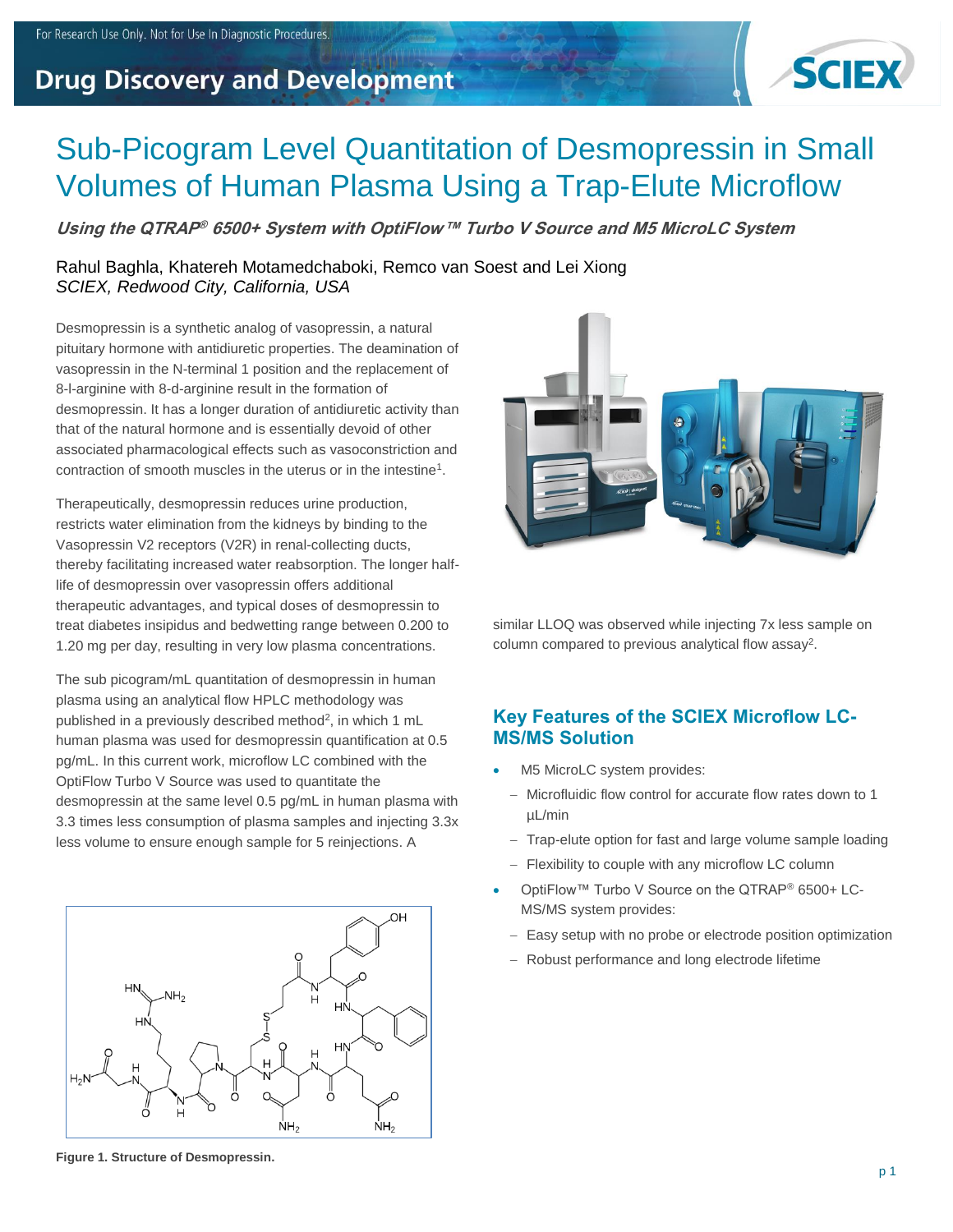For Research Use Only. Not for Use In Diagnostic Procedures.

Drug Discovery and Development

# Sub-Picogram Level Quantitation of Desmopressin in Small Volumes of Human Plasma Using a Trap-Elute Microflow

***Using the QTRAP® 6500+ System with OptiFlow™ Turbo V Source and M5 MicroLC System***

Rahul Baghla, Khatereh Motamedchaboki, Remco van Soest and Lei Xiong
*SCIEX, Redwood City, California, USA*

Desmopressin is a synthetic analog of vasopressin, a natural pituitary hormone with antidiuretic properties. The deamination of vasopressin in the N-terminal 1 position and the replacement of 8-l-arginine with 8-d-arginine result in the formation of desmopressin. It has a longer duration of antidiuretic activity than that of the natural hormone and is essentially devoid of other associated pharmacological effects such as vasoconstriction and contraction of smooth muscles in the uterus or in the intestine[1].

Therapeutically, desmopressin reduces urine production, restricts water elimination from the kidneys by binding to the Vasopressin V2 receptors (V2R) in renal-collecting ducts, thereby facilitating increased water reabsorption. The longer half-life of desmopressin over vasopressin offers additional therapeutic advantages, and typical doses of desmopressin to treat diabetes insipidus and bedwetting range between 0.200 to 1.20 mg per day, resulting in very low plasma concentrations.

The sub picogram/mL quantitation of desmopressin in human plasma using an analytical flow HPLC methodology was published in a previously described method[2], in which 1 mL human plasma was used for desmopressin quantification at 0.5 pg/mL. In this current work, microflow LC combined with the OptiFlow Turbo V Source was used to quantitate the desmopressin at the same level 0.5 pg/mL in human plasma with 3.3 times less consumption of plasma samples and injecting 3.3x less volume to ensure enough sample for 5 reinjections. A similar LLOQ was observed while injecting 7x less sample on column compared to previous analytical flow assay[2].

**Figure 1. Structure of Desmopressin.**

## Key Features of the SCIEX Microflow LC-MS/MS Solution

- M5 MicroLC system provides:
  - Microfluidic flow control for accurate flow rates down to 1 µL/min
  - Trap-elute option for fast and large volume sample loading
  - Flexibility to couple with any microflow LC column
- OptiFlow™ Turbo V Source on the QTRAP® 6500+ LC-MS/MS system provides:
  - Easy setup with no probe or electrode position optimization
  - Robust performance and long electrode lifetime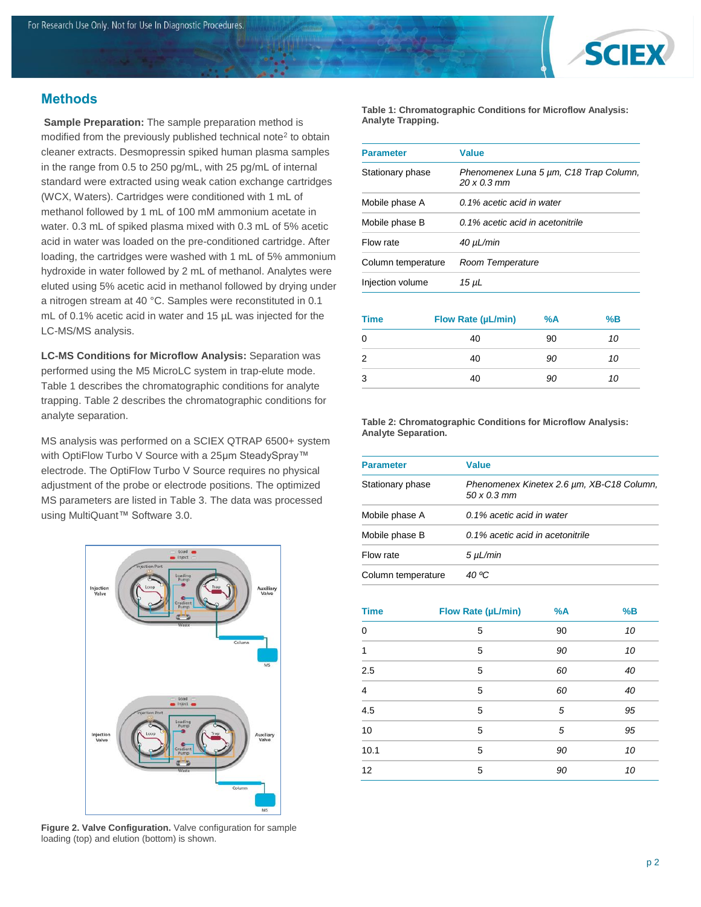## Methods

**Sample Preparation:** The sample preparation method is modified from the previously published technical note[2] to obtain cleaner extracts. Desmopressin spiked human plasma samples in the range from 0.5 to 250 pg/mL, with 25 pg/mL of internal standard were extracted using weak cation exchange cartridges (WCX, Waters). Cartridges were conditioned with 1 mL of methanol followed by 1 mL of 100 mM ammonium acetate in water. 0.3 mL of spiked plasma mixed with 0.3 mL of 5% acetic acid in water was loaded on the pre-conditioned cartridge. After loading, the cartridges were washed with 1 mL of 5% ammonium hydroxide in water followed by 2 mL of methanol. Analytes were eluted using 5% acetic acid in methanol followed by drying under a nitrogen stream at 40 °C. Samples were reconstituted in 0.1 mL of 0.1% acetic acid in water and 15 µL was injected for the LC-MS/MS analysis.

**LC-MS Conditions for Microflow Analysis:** Separation was performed using the M5 MicroLC system in trap-elute mode. Table 1 describes the chromatographic conditions for analyte trapping. Table 2 describes the chromatographic conditions for analyte separation.

MS analysis was performed on a SCIEX QTRAP 6500+ system with OptiFlow Turbo V Source with a 25µm SteadySpray™ electrode. The OptiFlow Turbo V Source requires no physical adjustment of the probe or electrode positions. The optimized MS parameters are listed in Table 3. The data was processed using MultiQuant™ Software 3.0.

**Figure 2. Valve Configuration.** Valve configuration for sample loading (top) and elution (bottom) is shown.

**Table 1: Chromatographic Conditions for Microflow Analysis: Analyte Trapping.**

| Parameter | Value |
|---|---|
| Stationary phase | *Phenomenex Luna 5 µm, C18 Trap Column, 20 x 0.3 mm* |
| Mobile phase A | *0.1% acetic acid in water* |
| Mobile phase B | *0.1% acetic acid in acetonitrile* |
| Flow rate | *40 µL/min* |
| Column temperature | *Room Temperature* |
| Injection volume | *15 µL* |

| Time | Flow Rate (µL/min) | %A | %B |
|---|---|---|---|
| 0 | 40 | 90 | *10* |
| 2 | 40 | *90* | *10* |
| 3 | 40 | *90* | *10* |

**Table 2: Chromatographic Conditions for Microflow Analysis: Analyte Separation.**

| Parameter | Value |
|---|---|
| Stationary phase | *Phenomenex Kinetex 2.6 µm, XB-C18 Column, 50 x 0.3 mm* |
| Mobile phase A | *0.1% acetic acid in water* |
| Mobile phase B | *0.1% acetic acid in acetonitrile* |
| Flow rate | *5 µL/min* |
| Column temperature | *40 ºC* |

| Time | Flow Rate (µL/min) | %A | %B |
|---|---|---|---|
| 0 | 5 | 90 | *10* |
| 1 | 5 | *90* | *10* |
| 2.5 | 5 | *60* | *40* |
| 4 | 5 | *60* | *40* |
| 4.5 | 5 | *5* | *95* |
| 10 | 5 | *5* | *95* |
| 10.1 | 5 | *90* | *10* |
| 12 | 5 | *90* | *10* |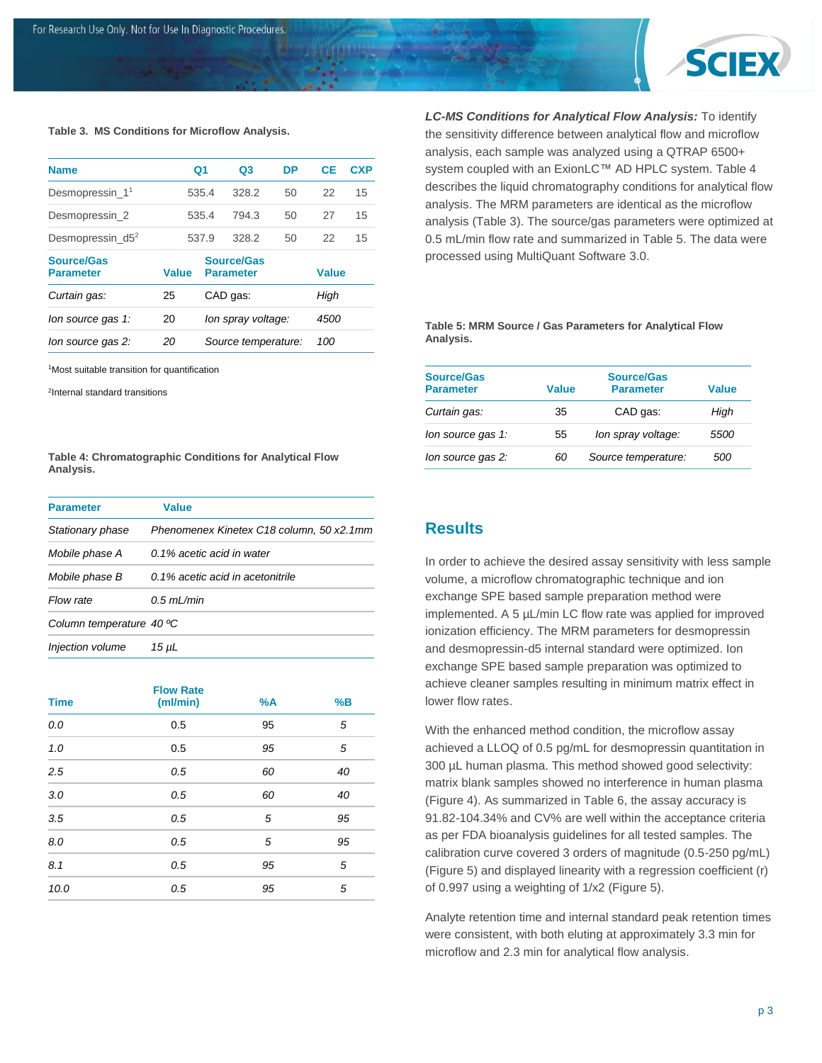**Table 3. MS Conditions for Microflow Analysis.**

| Name | Q1 | Q3 | DP | CE | CXP |
|---|---|---|---|---|---|
| Desmopressin_1[1] | 535.4 | 328.2 | 50 | 22 | 15 |
| Desmopressin_2 | 535.4 | 794.3 | 50 | 27 | 15 |
| Desmopressin_d5[2] | 537.9 | 328.2 | 50 | 22 | 15 |

| Source/Gas Parameter | Value | Source/Gas Parameter | Value |
|---|---|---|---|
| *Curtain gas:* | 25 | CAD gas: | *High* |
| *Ion source gas 1:* | 20 | *Ion spray voltage:* | *4500* |
| *Ion source gas 2:* | *20* | *Source temperature:* | *100* |

[1]Most suitable transition for quantification

[2]Internal standard transitions

**Table 4: Chromatographic Conditions for Analytical Flow Analysis.**

| Parameter | Value |
|---|---|
| *Stationary phase* | *Phenomenex Kinetex C18 column, 50 x2.1mm* |
| *Mobile phase A* | *0.1% acetic acid in water* |
| *Mobile phase B* | *0.1% acetic acid in acetonitrile* |
| *Flow rate* | *0.5 mL/min* |
| *Column temperature* | *40 ºC* |
| *Injection volume* | *15 µL* |

| Time | Flow Rate (ml/min) | %A | %B |
|---|---|---|---|
| *0.0* | 0.5 | 95 | *5* |
| *1.0* | 0.5 | *95* | *5* |
| *2.5* | *0.5* | *60* | *40* |
| *3.0* | *0.5* | *60* | *40* |
| *3.5* | *0.5* | *5* | *95* |
| *8.0* | *0.5* | *5* | *95* |
| *8.1* | *0.5* | *95* | *5* |
| *10.0* | *0.5* | *95* | *5* |

***LC-MS Conditions for Analytical Flow Analysis:*** To identify the sensitivity difference between analytical flow and microflow analysis, each sample was analyzed using a QTRAP 6500+ system coupled with an ExionLC™ AD HPLC system. Table 4 describes the liquid chromatography conditions for analytical flow analysis. The MRM parameters are identical as the microflow analysis (Table 3). The source/gas parameters were optimized at 0.5 mL/min flow rate and summarized in Table 5. The data were processed using MultiQuant Software 3.0.

**Table 5: MRM Source / Gas Parameters for Analytical Flow Analysis.**

| Source/Gas Parameter | Value | Source/Gas Parameter | Value |
|---|---|---|---|
| *Curtain gas:* | 35 | CAD gas: | *High* |
| *Ion source gas 1:* | 55 | *Ion spray voltage:* | *5500* |
| *Ion source gas 2:* | *60* | *Source temperature:* | *500* |

## Results

In order to achieve the desired assay sensitivity with less sample volume, a microflow chromatographic technique and ion exchange SPE based sample preparation method were implemented. A 5 µL/min LC flow rate was applied for improved ionization efficiency. The MRM parameters for desmopressin and desmopressin-d5 internal standard were optimized. Ion exchange SPE based sample preparation was optimized to achieve cleaner samples resulting in minimum matrix effect in lower flow rates.

With the enhanced method condition, the microflow assay achieved a LLOQ of 0.5 pg/mL for desmopressin quantitation in 300 µL human plasma. This method showed good selectivity: matrix blank samples showed no interference in human plasma (Figure 4). As summarized in Table 6, the assay accuracy is 91.82-104.34% and CV% are well within the acceptance criteria as per FDA bioanalysis guidelines for all tested samples. The calibration curve covered 3 orders of magnitude (0.5-250 pg/mL) (Figure 5) and displayed linearity with a regression coefficient (r) of 0.997 using a weighting of $1/x^2$ (Figure 5).

Analyte retention time and internal standard peak retention times were consistent, with both eluting at approximately 3.3 min for microflow and 2.3 min for analytical flow analysis.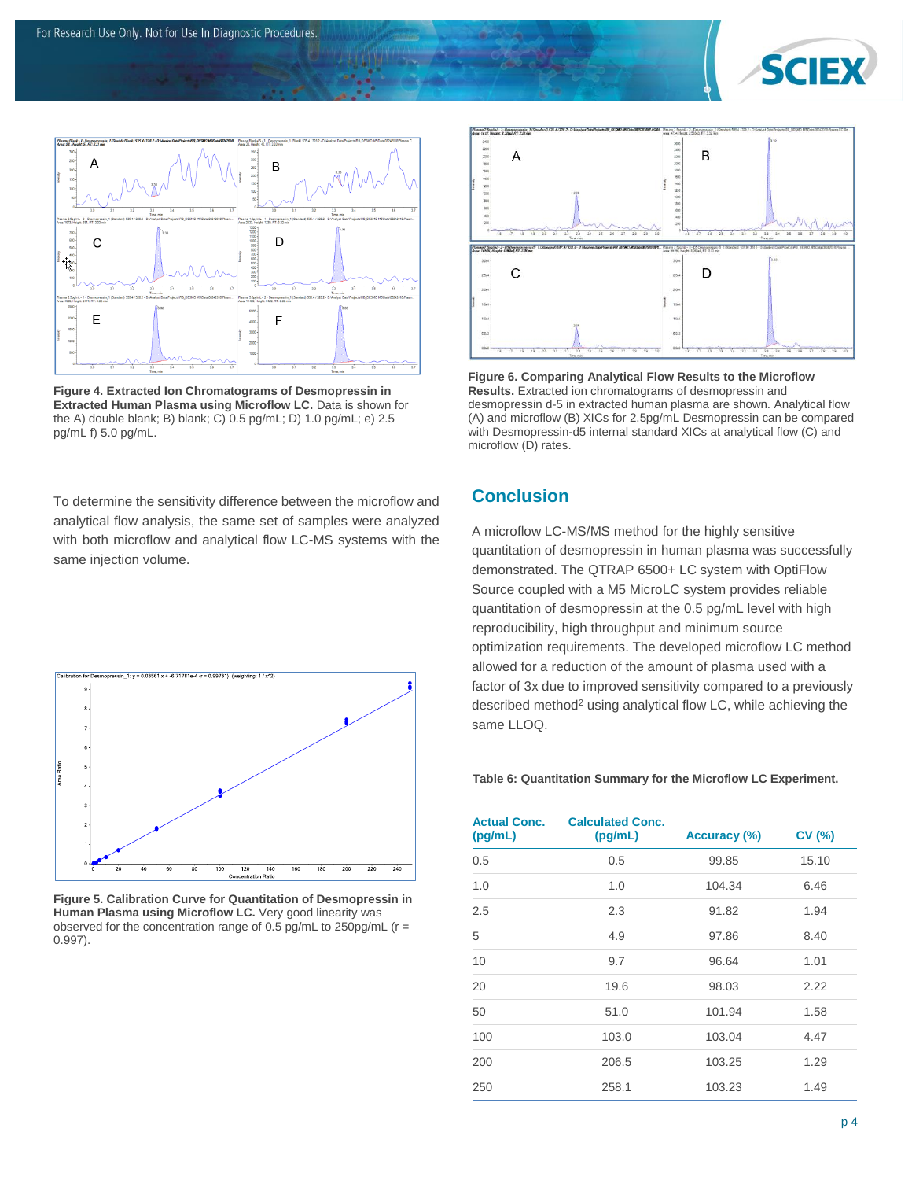Figure 4. **Extracted Ion Chromatograms of Desmopressin in Extracted Human Plasma using Microflow LC.** Data is shown for the A) double blank; B) blank; C) 0.5 pg/mL; D) 1.0 pg/mL; e) 2.5 pg/mL f) 5.0 pg/mL.

To determine the sensitivity difference between the microflow and analytical flow analysis, the same set of samples were analyzed with both microflow and analytical flow LC-MS systems with the same injection volume.

**Figure 5. Calibration Curve for Quantitation of Desmopressin in Human Plasma using Microflow LC.** Very good linearity was observed for the concentration range of 0.5 pg/mL to 250pg/mL (r = 0.997).

**Figure 6. Comparing Analytical Flow Results to the Microflow Results.** Extracted ion chromatograms of desmopressin and desmopressin d-5 in extracted human plasma are shown. Analytical flow (A) and microflow (B) XICs for 2.5pg/mL Desmopressin can be compared with Desmopressin-d5 internal standard XICs at analytical flow (C) and microflow (D) rates.

## Conclusion

A microflow LC-MS/MS method for the highly sensitive quantitation of desmopressin in human plasma was successfully demonstrated. The QTRAP 6500+ LC system with OptiFlow Source coupled with a M5 MicroLC system provides reliable quantitation of desmopressin at the 0.5 pg/mL level with high reproducibility, high throughput and minimum source optimization requirements. The developed microflow LC method allowed for a reduction of the amount of plasma used with a factor of 3x due to improved sensitivity compared to a previously described method[2] using analytical flow LC, while achieving the same LLOQ.

**Table 6: Quantitation Summary for the Microflow LC Experiment.**

| Actual Conc. (pg/mL) | Calculated Conc. (pg/mL) | Accuracy (%) | CV (%) |
|---|---|---|---|
| 0.5 | 0.5 | 99.85 | 15.10 |
| 1.0 | 1.0 | 104.34 | 6.46 |
| 2.5 | 2.3 | 91.82 | 1.94 |
| 5 | 4.9 | 97.86 | 8.40 |
| 10 | 9.7 | 96.64 | 1.01 |
| 20 | 19.6 | 98.03 | 2.22 |
| 50 | 51.0 | 101.94 | 1.58 |
| 100 | 103.0 | 103.04 | 4.47 |
| 200 | 206.5 | 103.25 | 1.29 |
| 250 | 258.1 | 103.23 | 1.49 |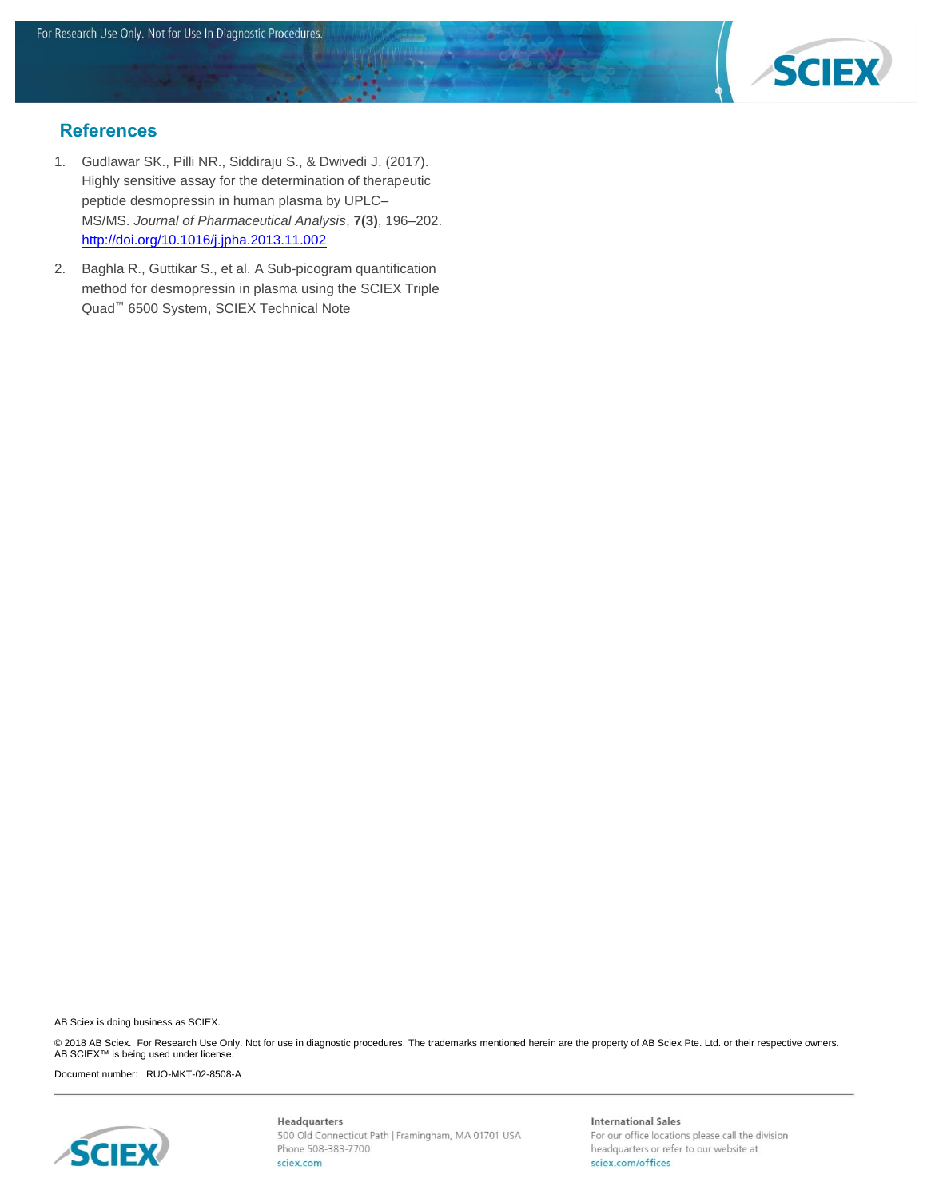## References

1. Gudlawar SK., Pilli NR., Siddiraju S., & Dwivedi J. (2017). Highly sensitive assay for the determination of therapeutic peptide desmopressin in human plasma by UPLC–MS/MS. *Journal of Pharmaceutical Analysis*, **7(3)**, 196–202. http://doi.org/10.1016/j.jpha.2013.11.002
2. Baghla R., Guttikar S., et al. A Sub-picogram quantification method for desmopressin in plasma using the SCIEX Triple Quad™ 6500 System, SCIEX Technical Note

AB Sciex is doing business as SCIEX.

© 2018 AB Sciex. For Research Use Only. Not for use in diagnostic procedures. The trademarks mentioned herein are the property of AB Sciex Pte. Ltd. or their respective owners. AB SCIEX™ is being used under license.

Document number: RUO-MKT-02-8508-A

**Headquarters**
500 Old Connecticut Path | Framingham, MA 01701 USA
Phone 508-383-7700
sciex.com

**International Sales**
For our office locations please call the division headquarters or refer to our website at
sciex.com/offices